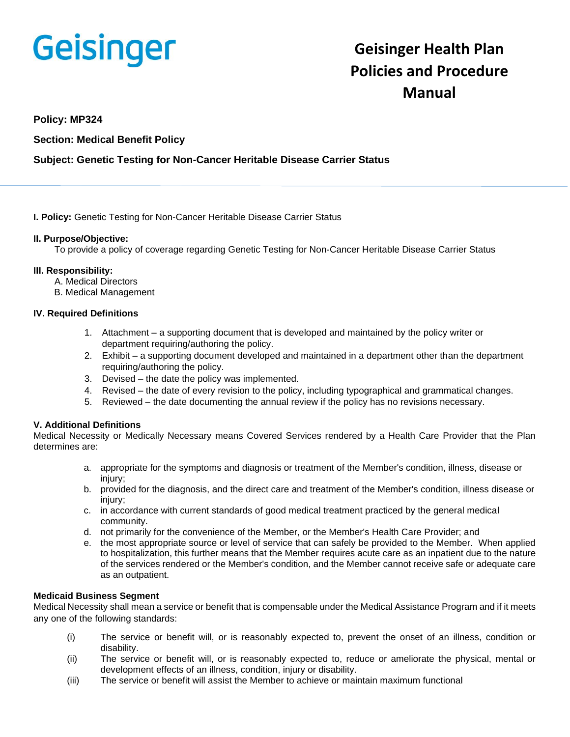Geisinger

# Geisinger Health Plan Policies and Procedure Manual

**Policy: MP324**

**Section: Medical Benefit Policy**

**Subject: Genetic Testing for Non-Cancer Heritable Disease Carrier Status**

---

**I. Policy:** Genetic Testing for Non-Cancer Heritable Disease Carrier Status

**II. Purpose/Objective:**
To provide a policy of coverage regarding Genetic Testing for Non-Cancer Heritable Disease Carrier Status

**III. Responsibility:**
A. Medical Directors
B. Medical Management

**IV. Required Definitions**

1. Attachment – a supporting document that is developed and maintained by the policy writer or department requiring/authoring the policy.
2. Exhibit – a supporting document developed and maintained in a department other than the department requiring/authoring the policy.
3. Devised – the date the policy was implemented.
4. Revised – the date of every revision to the policy, including typographical and grammatical changes.
5. Reviewed – the date documenting the annual review if the policy has no revisions necessary.

**V. Additional Definitions**
Medical Necessity or Medically Necessary means Covered Services rendered by a Health Care Provider that the Plan determines are:

a. appropriate for the symptoms and diagnosis or treatment of the Member's condition, illness, disease or injury;
b. provided for the diagnosis, and the direct care and treatment of the Member's condition, illness disease or injury;
c. in accordance with current standards of good medical treatment practiced by the general medical community.
d. not primarily for the convenience of the Member, or the Member's Health Care Provider; and
e. the most appropriate source or level of service that can safely be provided to the Member. When applied to hospitalization, this further means that the Member requires acute care as an inpatient due to the nature of the services rendered or the Member's condition, and the Member cannot receive safe or adequate care as an outpatient.

**Medicaid Business Segment**
Medical Necessity shall mean a service or benefit that is compensable under the Medical Assistance Program and if it meets any one of the following standards:

(i) The service or benefit will, or is reasonably expected to, prevent the onset of an illness, condition or disability.
(ii) The service or benefit will, or is reasonably expected to, reduce or ameliorate the physical, mental or development effects of an illness, condition, injury or disability.
(iii) The service or benefit will assist the Member to achieve or maintain maximum functional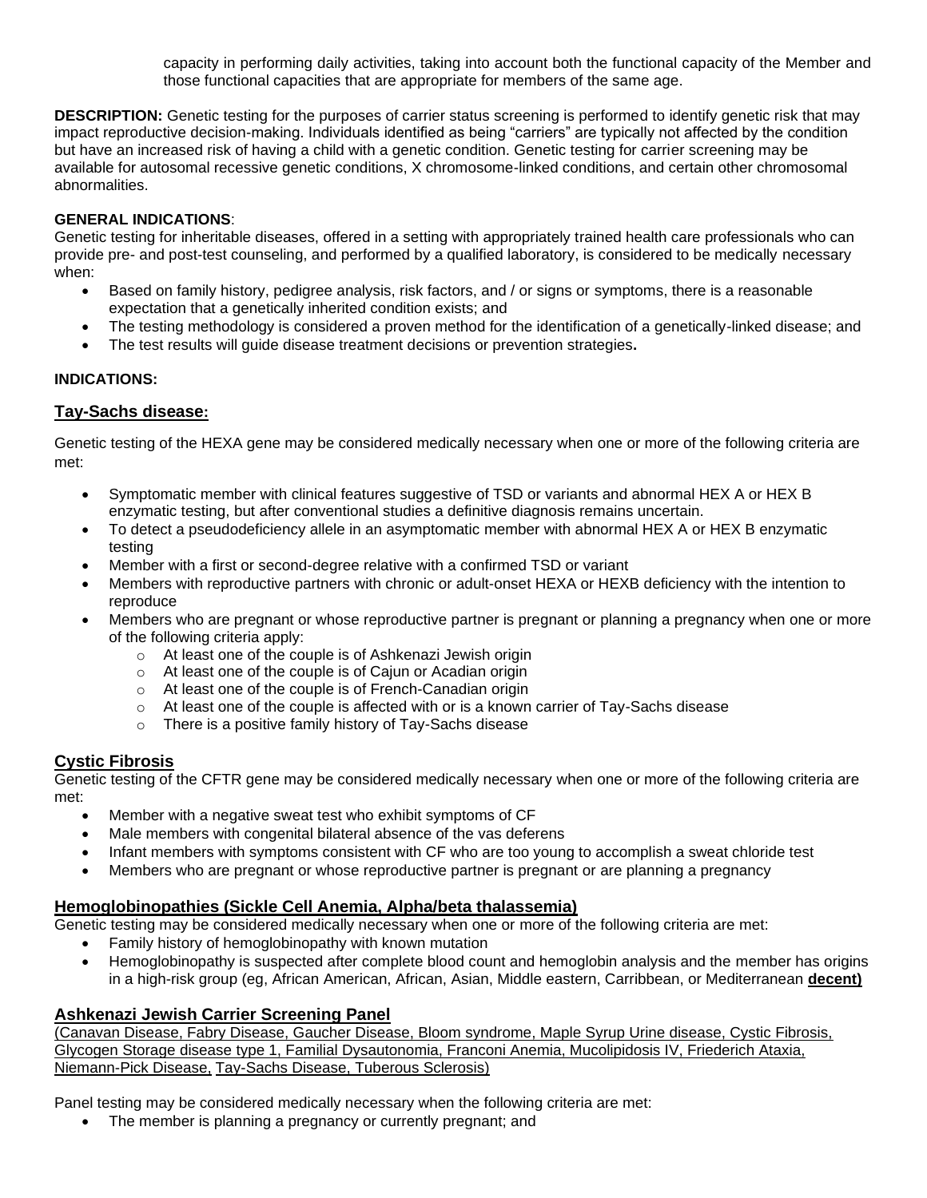capacity in performing daily activities, taking into account both the functional capacity of the Member and those functional capacities that are appropriate for members of the same age.

**DESCRIPTION:** Genetic testing for the purposes of carrier status screening is performed to identify genetic risk that may impact reproductive decision-making. Individuals identified as being "carriers" are typically not affected by the condition but have an increased risk of having a child with a genetic condition. Genetic testing for carrier screening may be available for autosomal recessive genetic conditions, X chromosome-linked conditions, and certain other chromosomal abnormalities.

**GENERAL INDICATIONS**:
Genetic testing for inheritable diseases, offered in a setting with appropriately trained health care professionals who can provide pre- and post-test counseling, and performed by a qualified laboratory, is considered to be medically necessary when:

- Based on family history, pedigree analysis, risk factors, and / or signs or symptoms, there is a reasonable expectation that a genetically inherited condition exists; and
- The testing methodology is considered a proven method for the identification of a genetically-linked disease; and
- The test results will guide disease treatment decisions or prevention strategies**.**

**INDICATIONS:**

## Tay-Sachs disease:

Genetic testing of the HEXA gene may be considered medically necessary when one or more of the following criteria are met:

- Symptomatic member with clinical features suggestive of TSD or variants and abnormal HEX A or HEX B enzymatic testing, but after conventional studies a definitive diagnosis remains uncertain.
- To detect a pseudodeficiency allele in an asymptomatic member with abnormal HEX A or HEX B enzymatic testing
- Member with a first or second-degree relative with a confirmed TSD or variant
- Members with reproductive partners with chronic or adult-onset HEXA or HEXB deficiency with the intention to reproduce
- Members who are pregnant or whose reproductive partner is pregnant or planning a pregnancy when one or more of the following criteria apply:
    - At least one of the couple is of Ashkenazi Jewish origin
    - At least one of the couple is of Cajun or Acadian origin
    - At least one of the couple is of French-Canadian origin
    - At least one of the couple is affected with or is a known carrier of Tay-Sachs disease
    - There is a positive family history of Tay-Sachs disease

## Cystic Fibrosis

Genetic testing of the CFTR gene may be considered medically necessary when one or more of the following criteria are met:

- Member with a negative sweat test who exhibit symptoms of CF
- Male members with congenital bilateral absence of the vas deferens
- Infant members with symptoms consistent with CF who are too young to accomplish a sweat chloride test
- Members who are pregnant or whose reproductive partner is pregnant or are planning a pregnancy

## Hemoglobinopathies (Sickle Cell Anemia, Alpha/beta thalassemia)

Genetic testing may be considered medically necessary when one or more of the following criteria are met:

- Family history of hemoglobinopathy with known mutation
- Hemoglobinopathy is suspected after complete blood count and hemoglobin analysis and the member has origins in a high-risk group (eg, African American, African, Asian, Middle eastern, Carribbean, or Mediterranean **decent)**

## Ashkenazi Jewish Carrier Screening Panel

(Canavan Disease, Fabry Disease, Gaucher Disease, Bloom syndrome, Maple Syrup Urine disease, Cystic Fibrosis, Glycogen Storage disease type 1, Familial Dysautonomia, Franconi Anemia, Mucolipidosis IV, Friederich Ataxia, Niemann-Pick Disease, Tay-Sachs Disease, Tuberous Sclerosis)

Panel testing may be considered medically necessary when the following criteria are met:

- The member is planning a pregnancy or currently pregnant; and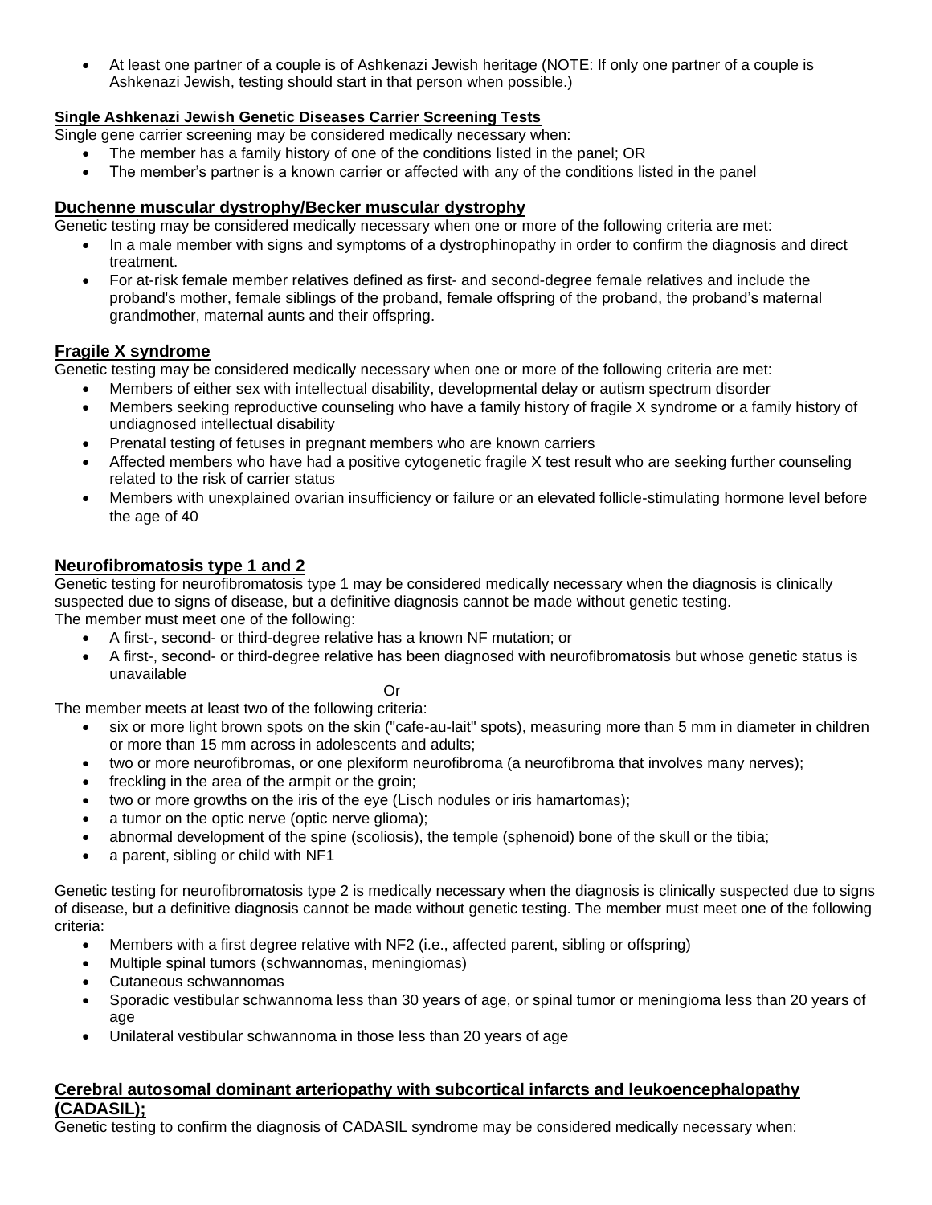- At least one partner of a couple is of Ashkenazi Jewish heritage (NOTE: If only one partner of a couple is Ashkenazi Jewish, testing should start in that person when possible.)

**Single Ashkenazi Jewish Genetic Diseases Carrier Screening Tests**

Single gene carrier screening may be considered medically necessary when:

- The member has a family history of one of the conditions listed in the panel; OR
- The member's partner is a known carrier or affected with any of the conditions listed in the panel

## Duchenne muscular dystrophy/Becker muscular dystrophy

Genetic testing may be considered medically necessary when one or more of the following criteria are met:

- In a male member with signs and symptoms of a dystrophinopathy in order to confirm the diagnosis and direct treatment.
- For at-risk female member relatives defined as first- and second-degree female relatives and include the proband's mother, female siblings of the proband, female offspring of the proband, the proband's maternal grandmother, maternal aunts and their offspring.

## Fragile X syndrome

Genetic testing may be considered medically necessary when one or more of the following criteria are met:

- Members of either sex with intellectual disability, developmental delay or autism spectrum disorder
- Members seeking reproductive counseling who have a family history of fragile X syndrome or a family history of undiagnosed intellectual disability
- Prenatal testing of fetuses in pregnant members who are known carriers
- Affected members who have had a positive cytogenetic fragile X test result who are seeking further counseling related to the risk of carrier status
- Members with unexplained ovarian insufficiency or failure or an elevated follicle-stimulating hormone level before the age of 40

## Neurofibromatosis type 1 and 2

Genetic testing for neurofibromatosis type 1 may be considered medically necessary when the diagnosis is clinically suspected due to signs of disease, but a definitive diagnosis cannot be made without genetic testing.
The member must meet one of the following:

- A first-, second- or third-degree relative has a known NF mutation; or
- A first-, second- or third-degree relative has been diagnosed with neurofibromatosis but whose genetic status is unavailable

Or

The member meets at least two of the following criteria:

- six or more light brown spots on the skin ("cafe-au-lait" spots), measuring more than 5 mm in diameter in children or more than 15 mm across in adolescents and adults;
- two or more neurofibromas, or one plexiform neurofibroma (a neurofibroma that involves many nerves);
- freckling in the area of the armpit or the groin;
- two or more growths on the iris of the eye (Lisch nodules or iris hamartomas);
- a tumor on the optic nerve (optic nerve glioma);
- abnormal development of the spine (scoliosis), the temple (sphenoid) bone of the skull or the tibia;
- a parent, sibling or child with NF1

Genetic testing for neurofibromatosis type 2 is medically necessary when the diagnosis is clinically suspected due to signs of disease, but a definitive diagnosis cannot be made without genetic testing. The member must meet one of the following criteria:

- Members with a first degree relative with NF2 (i.e., affected parent, sibling or offspring)
- Multiple spinal tumors (schwannomas, meningiomas)
- Cutaneous schwannomas
- Sporadic vestibular schwannoma less than 30 years of age, or spinal tumor or meningioma less than 20 years of age
- Unilateral vestibular schwannoma in those less than 20 years of age

## Cerebral autosomal dominant arteriopathy with subcortical infarcts and leukoencephalopathy (CADASIL);

Genetic testing to confirm the diagnosis of CADASIL syndrome may be considered medically necessary when: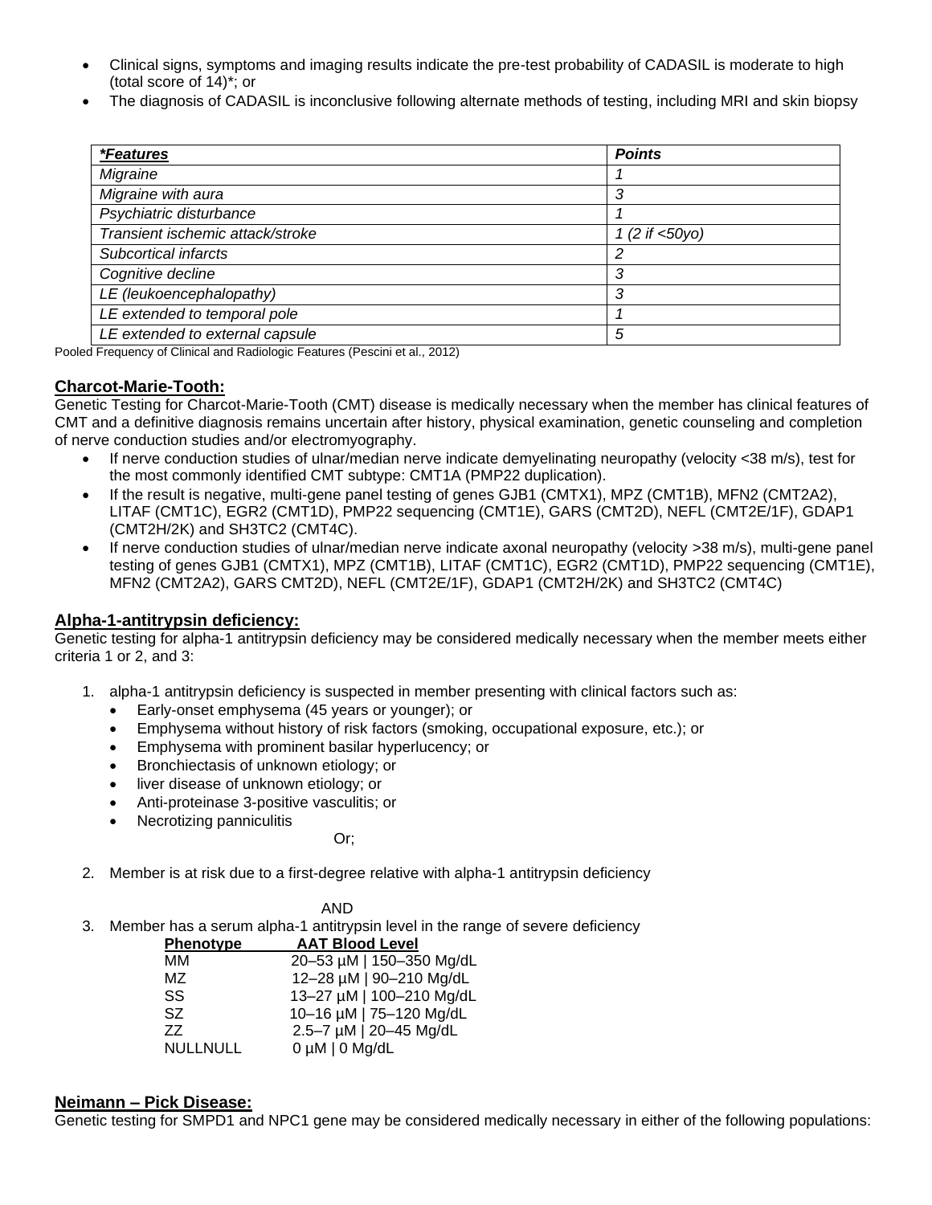- Clinical signs, symptoms and imaging results indicate the pre-test probability of CADASIL is moderate to high (total score of 14)*; or
- The diagnosis of CADASIL is inconclusive following alternate methods of testing, including MRI and skin biopsy

| ***Features*** | ***Points*** |
|---|---|
| *Migraine* | *1* |
| *Migraine with aura* | *3* |
| *Psychiatric disturbance* | *1* |
| *Transient ischemic attack/stroke* | *1 (2 if <50yo)* |
| *Subcortical infarcts* | *2* |
| *Cognitive decline* | *3* |
| *LE (leukoencephalopathy)* | *3* |
| *LE extended to temporal pole* | *1* |
| *LE extended to external capsule* | *5* |

Pooled Frequency of Clinical and Radiologic Features (Pescini et al., 2012)

## Charcot-Marie-Tooth:

Genetic Testing for Charcot-Marie-Tooth (CMT) disease is medically necessary when the member has clinical features of CMT and a definitive diagnosis remains uncertain after history, physical examination, genetic counseling and completion of nerve conduction studies and/or electromyography.

- If nerve conduction studies of ulnar/median nerve indicate demyelinating neuropathy (velocity <38 m/s), test for the most commonly identified CMT subtype: CMT1A (PMP22 duplication).
- If the result is negative, multi-gene panel testing of genes GJB1 (CMTX1), MPZ (CMT1B), MFN2 (CMT2A2), LITAF (CMT1C), EGR2 (CMT1D), PMP22 sequencing (CMT1E), GARS (CMT2D), NEFL (CMT2E/1F), GDAP1 (CMT2H/2K) and SH3TC2 (CMT4C).
- If nerve conduction studies of ulnar/median nerve indicate axonal neuropathy (velocity >38 m/s), multi-gene panel testing of genes GJB1 (CMTX1), MPZ (CMT1B), LITAF (CMT1C), EGR2 (CMT1D), PMP22 sequencing (CMT1E), MFN2 (CMT2A2), GARS CMT2D), NEFL (CMT2E/1F), GDAP1 (CMT2H/2K) and SH3TC2 (CMT4C)

## Alpha-1-antitrypsin deficiency:

Genetic testing for alpha-1 antitrypsin deficiency may be considered medically necessary when the member meets either criteria 1 or 2, and 3:

1. alpha-1 antitrypsin deficiency is suspected in member presenting with clinical factors such as:
   - Early-onset emphysema (45 years or younger); or
   - Emphysema without history of risk factors (smoking, occupational exposure, etc.); or
   - Emphysema with prominent basilar hyperlucency; or
   - Bronchiectasis of unknown etiology; or
   - liver disease of unknown etiology; or
   - Anti-proteinase 3-positive vasculitis; or
   - Necrotizing panniculitis

   Or;

2. Member is at risk due to a first-degree relative with alpha-1 antitrypsin deficiency

   AND

3. Member has a serum alpha-1 antitrypsin level in the range of severe deficiency

| Phenotype | AAT Blood Level |
|---|---|
| MM | 20–53 µM \| 150–350 Mg/dL |
| MZ | 12–28 µM \| 90–210 Mg/dL |
| SS | 13–27 µM \| 100–210 Mg/dL |
| SZ | 10–16 µM \| 75–120 Mg/dL |
| ZZ | 2.5–7 µM \| 20–45 Mg/dL |
| NULLNULL | 0 µM \| 0 Mg/dL |

## Neimann – Pick Disease:

Genetic testing for SMPD1 and NPC1 gene may be considered medically necessary in either of the following populations: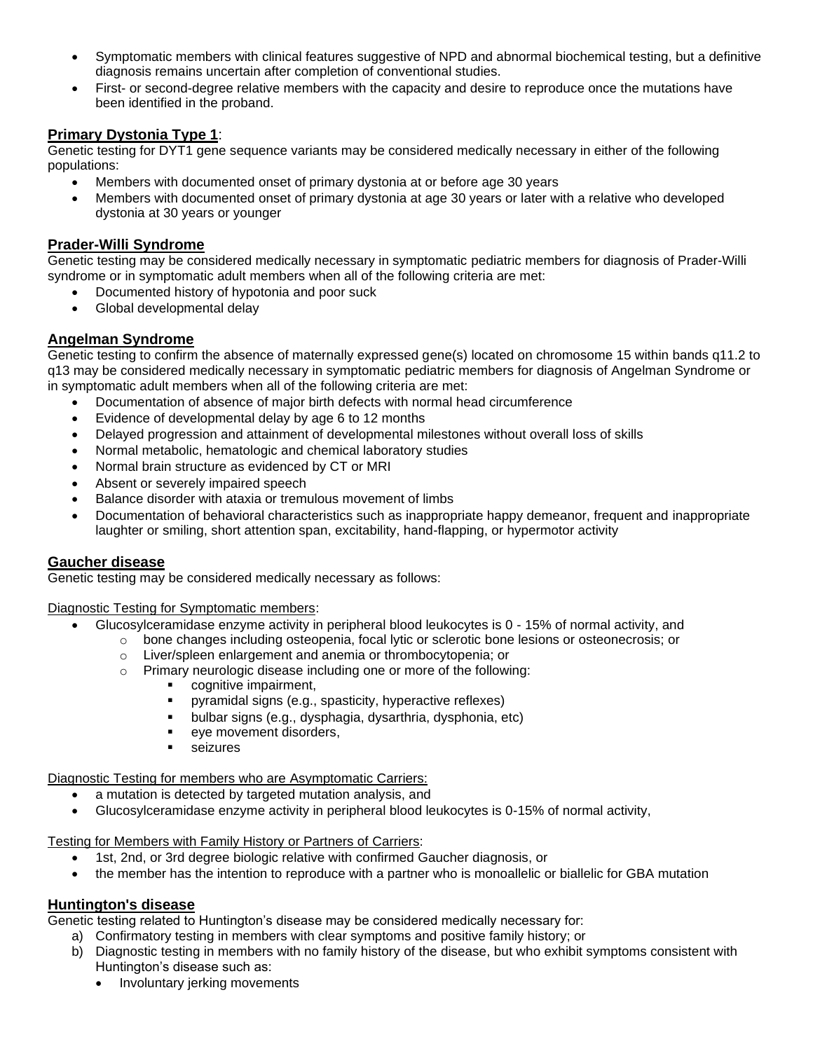- Symptomatic members with clinical features suggestive of NPD and abnormal biochemical testing, but a definitive diagnosis remains uncertain after completion of conventional studies.
- First- or second-degree relative members with the capacity and desire to reproduce once the mutations have been identified in the proband.

**Primary Dystonia Type 1**:

Genetic testing for DYT1 gene sequence variants may be considered medically necessary in either of the following populations:

- Members with documented onset of primary dystonia at or before age 30 years
- Members with documented onset of primary dystonia at age 30 years or later with a relative who developed dystonia at 30 years or younger

**Prader-Willi Syndrome**

Genetic testing may be considered medically necessary in symptomatic pediatric members for diagnosis of Prader-Willi syndrome or in symptomatic adult members when all of the following criteria are met:

- Documented history of hypotonia and poor suck
- Global developmental delay

**Angelman Syndrome**

Genetic testing to confirm the absence of maternally expressed gene(s) located on chromosome 15 within bands q11.2 to q13 may be considered medically necessary in symptomatic pediatric members for diagnosis of Angelman Syndrome or in symptomatic adult members when all of the following criteria are met:

- Documentation of absence of major birth defects with normal head circumference
- Evidence of developmental delay by age 6 to 12 months
- Delayed progression and attainment of developmental milestones without overall loss of skills
- Normal metabolic, hematologic and chemical laboratory studies
- Normal brain structure as evidenced by CT or MRI
- Absent or severely impaired speech
- Balance disorder with ataxia or tremulous movement of limbs
- Documentation of behavioral characteristics such as inappropriate happy demeanor, frequent and inappropriate laughter or smiling, short attention span, excitability, hand-flapping, or hypermotor activity

**Gaucher disease**

Genetic testing may be considered medically necessary as follows:

Diagnostic Testing for Symptomatic members:

- Glucosylceramidase enzyme activity in peripheral blood leukocytes is 0 - 15% of normal activity, and
  - bone changes including osteopenia, focal lytic or sclerotic bone lesions or osteonecrosis; or
  - Liver/spleen enlargement and anemia or thrombocytopenia; or
  - Primary neurologic disease including one or more of the following:
    - cognitive impairment,
    - pyramidal signs (e.g., spasticity, hyperactive reflexes)
    - bulbar signs (e.g., dysphagia, dysarthria, dysphonia, etc)
    - eye movement disorders,
    - seizures

Diagnostic Testing for members who are Asymptomatic Carriers:

- a mutation is detected by targeted mutation analysis, and
- Glucosylceramidase enzyme activity in peripheral blood leukocytes is 0-15% of normal activity,

Testing for Members with Family History or Partners of Carriers:

- 1st, 2nd, or 3rd degree biologic relative with confirmed Gaucher diagnosis, or
- the member has the intention to reproduce with a partner who is monoallelic or biallelic for GBA mutation

**Huntington's disease**

Genetic testing related to Huntington's disease may be considered medically necessary for:

a) Confirmatory testing in members with clear symptoms and positive family history; or
b) Diagnostic testing in members with no family history of the disease, but who exhibit symptoms consistent with Huntington's disease such as:
   - Involuntary jerking movements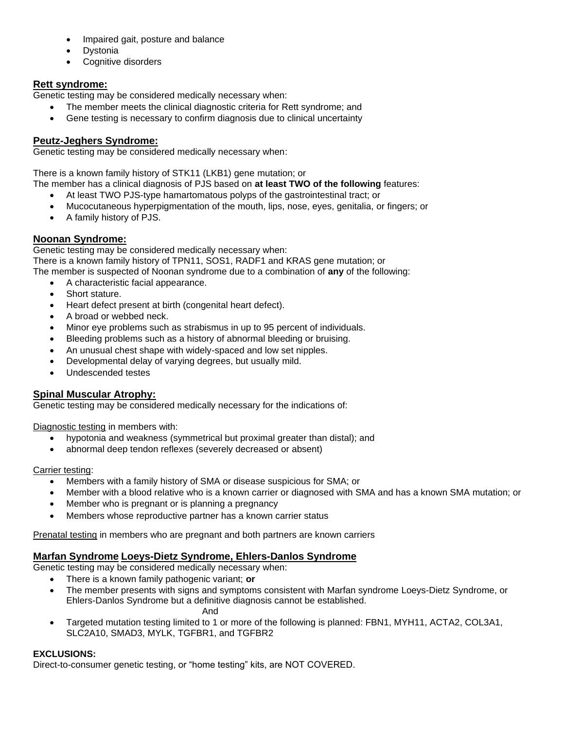- Impaired gait, posture and balance
- Dystonia
- Cognitive disorders

## Rett syndrome:

Genetic testing may be considered medically necessary when:

- The member meets the clinical diagnostic criteria for Rett syndrome; and
- Gene testing is necessary to confirm diagnosis due to clinical uncertainty

## Peutz-Jeghers Syndrome:

Genetic testing may be considered medically necessary when:

There is a known family history of STK11 (LKB1) gene mutation; or
The member has a clinical diagnosis of PJS based on **at least TWO of the following** features:

- At least TWO PJS-type hamartomatous polyps of the gastrointestinal tract; or
- Mucocutaneous hyperpigmentation of the mouth, lips, nose, eyes, genitalia, or fingers; or
- A family history of PJS.

## Noonan Syndrome:

Genetic testing may be considered medically necessary when:
There is a known family history of TPN11, SOS1, RADF1 and KRAS gene mutation; or
The member is suspected of Noonan syndrome due to a combination of **any** of the following:

- A characteristic facial appearance.
- Short stature.
- Heart defect present at birth (congenital heart defect).
- A broad or webbed neck.
- Minor eye problems such as strabismus in up to 95 percent of individuals.
- Bleeding problems such as a history of abnormal bleeding or bruising.
- An unusual chest shape with widely-spaced and low set nipples.
- Developmental delay of varying degrees, but usually mild.
- Undescended testes

## Spinal Muscular Atrophy:

Genetic testing may be considered medically necessary for the indications of:

Diagnostic testing in members with:

- hypotonia and weakness (symmetrical but proximal greater than distal); and
- abnormal deep tendon reflexes (severely decreased or absent)

Carrier testing:

- Members with a family history of SMA or disease suspicious for SMA; or
- Member with a blood relative who is a known carrier or diagnosed with SMA and has a known SMA mutation; or
- Member who is pregnant or is planning a pregnancy
- Members whose reproductive partner has a known carrier status

Prenatal testing in members who are pregnant and both partners are known carriers

## Marfan Syndrome Loeys-Dietz Syndrome, Ehlers-Danlos Syndrome

Genetic testing may be considered medically necessary when:

- There is a known family pathogenic variant; **or**
- The member presents with signs and symptoms consistent with Marfan syndrome Loeys-Dietz Syndrome, or Ehlers-Danlos Syndrome but a definitive diagnosis cannot be established.

  And

- Targeted mutation testing limited to 1 or more of the following is planned: FBN1, MYH11, ACTA2, COL3A1, SLC2A10, SMAD3, MYLK, TGFBR1, and TGFBR2

**EXCLUSIONS:**

Direct-to-consumer genetic testing, or "home testing" kits, are NOT COVERED.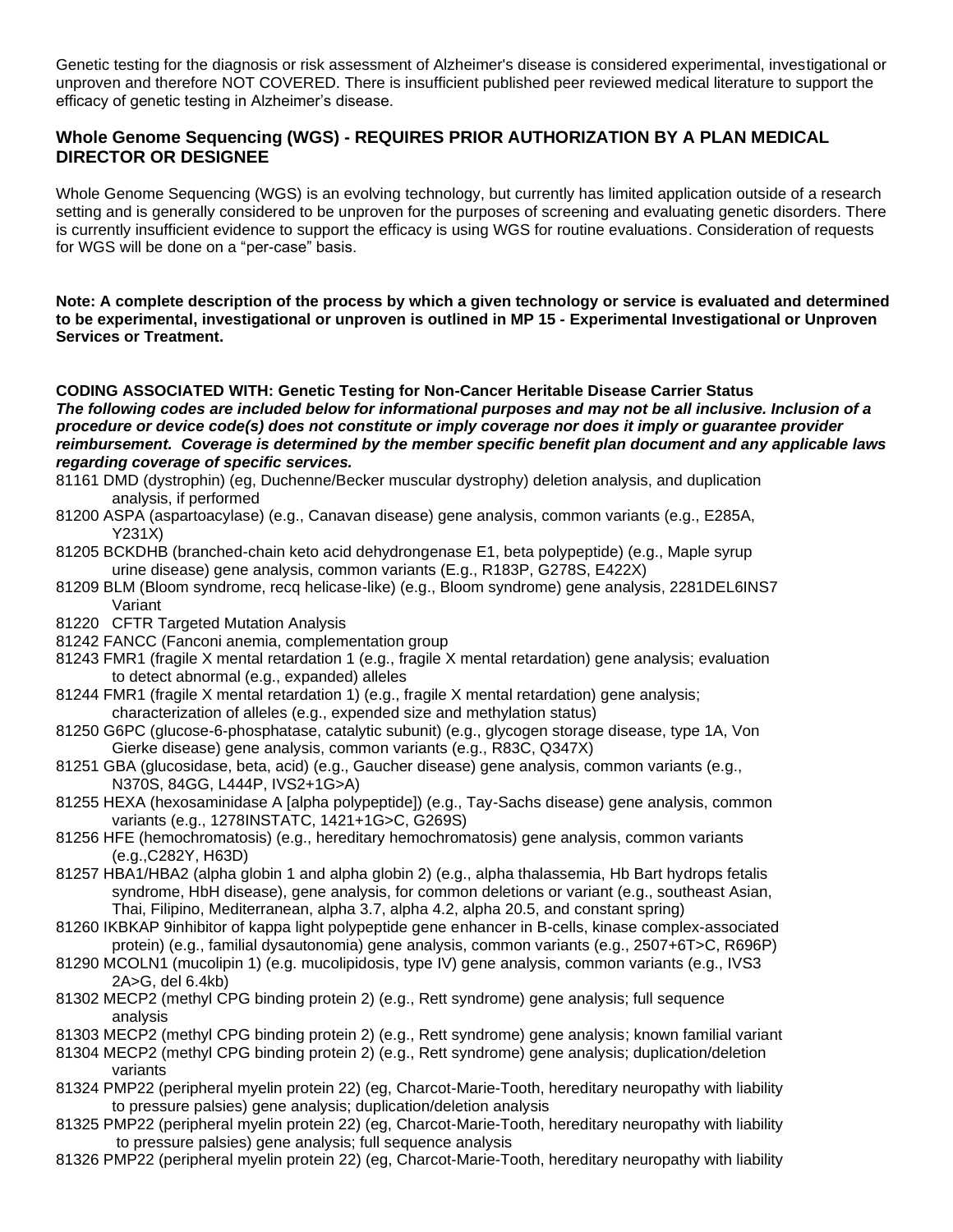Genetic testing for the diagnosis or risk assessment of Alzheimer's disease is considered experimental, investigational or unproven and therefore NOT COVERED. There is insufficient published peer reviewed medical literature to support the efficacy of genetic testing in Alzheimer's disease.

### Whole Genome Sequencing (WGS) - REQUIRES PRIOR AUTHORIZATION BY A PLAN MEDICAL DIRECTOR OR DESIGNEE

Whole Genome Sequencing (WGS) is an evolving technology, but currently has limited application outside of a research setting and is generally considered to be unproven for the purposes of screening and evaluating genetic disorders. There is currently insufficient evidence to support the efficacy is using WGS for routine evaluations. Consideration of requests for WGS will be done on a "per-case" basis.

**Note: A complete description of the process by which a given technology or service is evaluated and determined to be experimental, investigational or unproven is outlined in MP 15 - Experimental Investigational or Unproven Services or Treatment.**

**CODING ASSOCIATED WITH: Genetic Testing for Non-Cancer Heritable Disease Carrier Status**
***The following codes are included below for informational purposes and may not be all inclusive. Inclusion of a procedure or device code(s) does not constitute or imply coverage nor does it imply or guarantee provider reimbursement. Coverage is determined by the member specific benefit plan document and any applicable laws regarding coverage of specific services.***

81161 DMD (dystrophin) (eg, Duchenne/Becker muscular dystrophy) deletion analysis, and duplication analysis, if performed
81200 ASPA (aspartoacylase) (e.g., Canavan disease) gene analysis, common variants (e.g., E285A, Y231X)
81205 BCKDHB (branched-chain keto acid dehydrongenase E1, beta polypeptide) (e.g., Maple syrup urine disease) gene analysis, common variants (E.g., R183P, G278S, E422X)
81209 BLM (Bloom syndrome, recq helicase-like) (e.g., Bloom syndrome) gene analysis, 2281DEL6INS7 Variant
81220 CFTR Targeted Mutation Analysis
81242 FANCC (Fanconi anemia, complementation group
81243 FMR1 (fragile X mental retardation 1 (e.g., fragile X mental retardation) gene analysis; evaluation to detect abnormal (e.g., expanded) alleles
81244 FMR1 (fragile X mental retardation 1) (e.g., fragile X mental retardation) gene analysis; characterization of alleles (e.g., expended size and methylation status)
81250 G6PC (glucose-6-phosphatase, catalytic subunit) (e.g., glycogen storage disease, type 1A, Von Gierke disease) gene analysis, common variants (e.g., R83C, Q347X)
81251 GBA (glucosidase, beta, acid) (e.g., Gaucher disease) gene analysis, common variants (e.g., N370S, 84GG, L444P, IVS2+1G>A)
81255 HEXA (hexosaminidase A [alpha polypeptide]) (e.g., Tay-Sachs disease) gene analysis, common variants (e.g., 1278INSTATC, 1421+1G>C, G269S)
81256 HFE (hemochromatosis) (e.g., hereditary hemochromatosis) gene analysis, common variants (e.g.,C282Y, H63D)
81257 HBA1/HBA2 (alpha globin 1 and alpha globin 2) (e.g., alpha thalassemia, Hb Bart hydrops fetalis syndrome, HbH disease), gene analysis, for common deletions or variant (e.g., southeast Asian, Thai, Filipino, Mediterranean, alpha 3.7, alpha 4.2, alpha 20.5, and constant spring)
81260 IKBKAP 9inhibitor of kappa light polypeptide gene enhancer in B-cells, kinase complex-associated protein) (e.g., familial dysautonomia) gene analysis, common variants (e.g., 2507+6T>C, R696P)
81290 MCOLN1 (mucolipin 1) (e.g. mucolipidosis, type IV) gene analysis, common variants (e.g., IVS3 2A>G, del 6.4kb)
81302 MECP2 (methyl CPG binding protein 2) (e.g., Rett syndrome) gene analysis; full sequence analysis
81303 MECP2 (methyl CPG binding protein 2) (e.g., Rett syndrome) gene analysis; known familial variant
81304 MECP2 (methyl CPG binding protein 2) (e.g., Rett syndrome) gene analysis; duplication/deletion variants
81324 PMP22 (peripheral myelin protein 22) (eg, Charcot-Marie-Tooth, hereditary neuropathy with liability to pressure palsies) gene analysis; duplication/deletion analysis
81325 PMP22 (peripheral myelin protein 22) (eg, Charcot-Marie-Tooth, hereditary neuropathy with liability to pressure palsies) gene analysis; full sequence analysis
81326 PMP22 (peripheral myelin protein 22) (eg, Charcot-Marie-Tooth, hereditary neuropathy with liability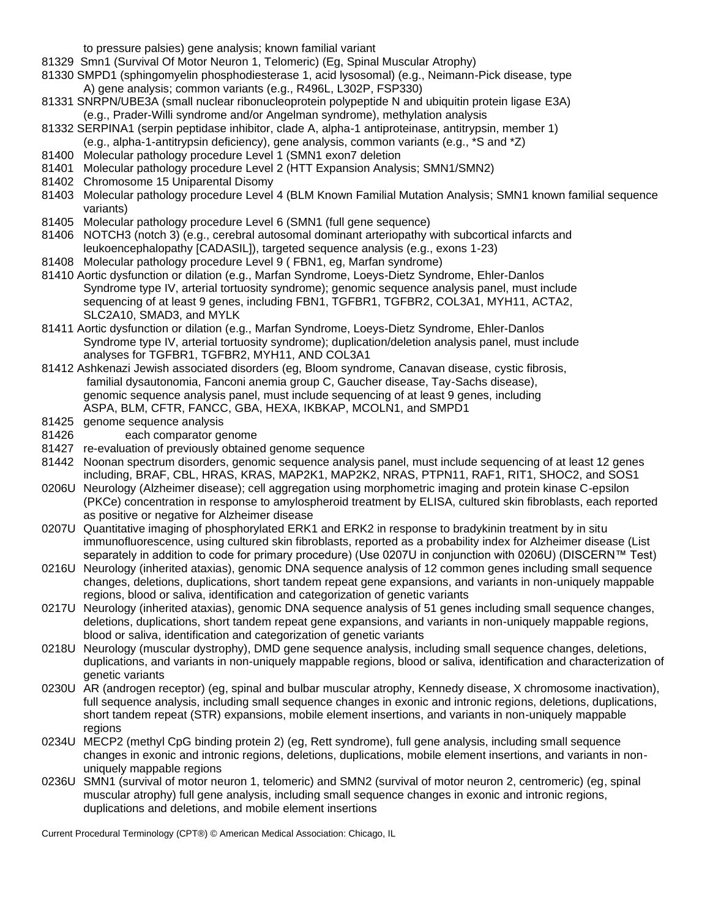to pressure palsies) gene analysis; known familial variant

81329 Smn1 (Survival Of Motor Neuron 1, Telomeric) (Eg, Spinal Muscular Atrophy)

81330 SMPD1 (sphingomyelin phosphodiesterase 1, acid lysosomal) (e.g., Neimann-Pick disease, type A) gene analysis; common variants (e.g., R496L, L302P, FSP330)

81331 SNRPN/UBE3A (small nuclear ribonucleoprotein polypeptide N and ubiquitin protein ligase E3A) (e.g., Prader-Willi syndrome and/or Angelman syndrome), methylation analysis

81332 SERPINA1 (serpin peptidase inhibitor, clade A, alpha-1 antiproteinase, antitrypsin, member 1) (e.g., alpha-1-antitrypsin deficiency), gene analysis, common variants (e.g., *S and *Z)

81400 Molecular pathology procedure Level 1 (SMN1 exon7 deletion

81401 Molecular pathology procedure Level 2 (HTT Expansion Analysis; SMN1/SMN2)

81402 Chromosome 15 Uniparental Disomy

81403 Molecular pathology procedure Level 4 (BLM Known Familial Mutation Analysis; SMN1 known familial sequence variants)

81405 Molecular pathology procedure Level 6 (SMN1 (full gene sequence)

81406 NOTCH3 (notch 3) (e.g., cerebral autosomal dominant arteriopathy with subcortical infarcts and leukoencephalopathy [CADASIL]), targeted sequence analysis (e.g., exons 1-23)

81408 Molecular pathology procedure Level 9 ( FBN1, eg, Marfan syndrome)

81410 Aortic dysfunction or dilation (e.g., Marfan Syndrome, Loeys-Dietz Syndrome, Ehler-Danlos Syndrome type IV, arterial tortuosity syndrome); genomic sequence analysis panel, must include sequencing of at least 9 genes, including FBN1, TGFBR1, TGFBR2, COL3A1, MYH11, ACTA2, SLC2A10, SMAD3, and MYLK

81411 Aortic dysfunction or dilation (e.g., Marfan Syndrome, Loeys-Dietz Syndrome, Ehler-Danlos Syndrome type IV, arterial tortuosity syndrome); duplication/deletion analysis panel, must include analyses for TGFBR1, TGFBR2, MYH11, AND COL3A1

81412 Ashkenazi Jewish associated disorders (eg, Bloom syndrome, Canavan disease, cystic fibrosis, familial dysautonomia, Fanconi anemia group C, Gaucher disease, Tay-Sachs disease), genomic sequence analysis panel, must include sequencing of at least 9 genes, including ASPA, BLM, CFTR, FANCC, GBA, HEXA, IKBKAP, MCOLN1, and SMPD1

81425 genome sequence analysis

81426 each comparator genome

81427 re-evaluation of previously obtained genome sequence

81442 Noonan spectrum disorders, genomic sequence analysis panel, must include sequencing of at least 12 genes including, BRAF, CBL, HRAS, KRAS, MAP2K1, MAP2K2, NRAS, PTPN11, RAF1, RIT1, SHOC2, and SOS1

0206U Neurology (Alzheimer disease); cell aggregation using morphometric imaging and protein kinase C-epsilon (PKCe) concentration in response to amylospheroid treatment by ELISA, cultured skin fibroblasts, each reported as positive or negative for Alzheimer disease

0207U Quantitative imaging of phosphorylated ERK1 and ERK2 in response to bradykinin treatment by in situ immunofluorescence, using cultured skin fibroblasts, reported as a probability index for Alzheimer disease (List separately in addition to code for primary procedure) (Use 0207U in conjunction with 0206U) (DISCERN™ Test)

0216U Neurology (inherited ataxias), genomic DNA sequence analysis of 12 common genes including small sequence changes, deletions, duplications, short tandem repeat gene expansions, and variants in non-uniquely mappable regions, blood or saliva, identification and categorization of genetic variants

0217U Neurology (inherited ataxias), genomic DNA sequence analysis of 51 genes including small sequence changes, deletions, duplications, short tandem repeat gene expansions, and variants in non-uniquely mappable regions, blood or saliva, identification and categorization of genetic variants

0218U Neurology (muscular dystrophy), DMD gene sequence analysis, including small sequence changes, deletions, duplications, and variants in non-uniquely mappable regions, blood or saliva, identification and characterization of genetic variants

0230U AR (androgen receptor) (eg, spinal and bulbar muscular atrophy, Kennedy disease, X chromosome inactivation), full sequence analysis, including small sequence changes in exonic and intronic regions, deletions, duplications, short tandem repeat (STR) expansions, mobile element insertions, and variants in non-uniquely mappable regions

0234U MECP2 (methyl CpG binding protein 2) (eg, Rett syndrome), full gene analysis, including small sequence changes in exonic and intronic regions, deletions, duplications, mobile element insertions, and variants in non-uniquely mappable regions

0236U SMN1 (survival of motor neuron 1, telomeric) and SMN2 (survival of motor neuron 2, centromeric) (eg, spinal muscular atrophy) full gene analysis, including small sequence changes in exonic and intronic regions, duplications and deletions, and mobile element insertions

Current Procedural Terminology (CPT®) © American Medical Association: Chicago, IL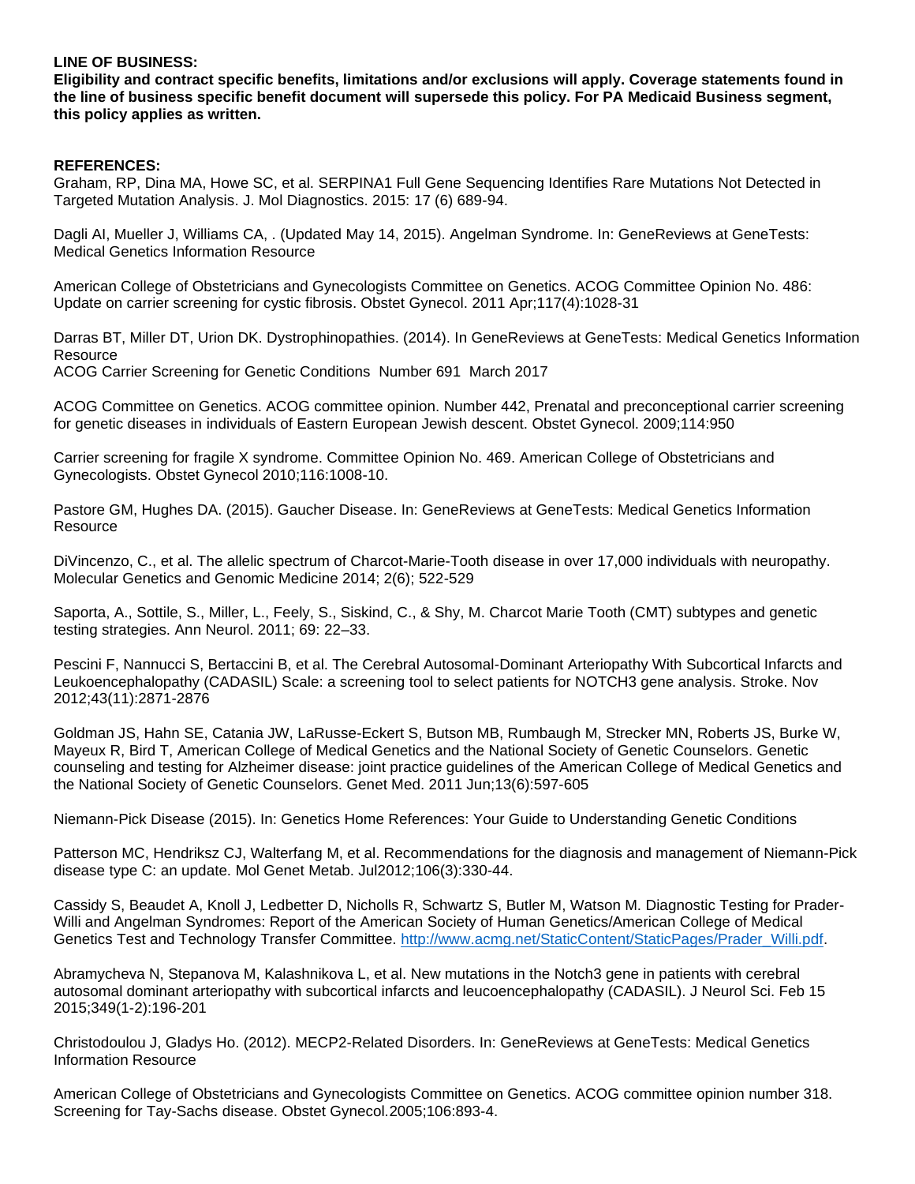**LINE OF BUSINESS:**

**Eligibility and contract specific benefits, limitations and/or exclusions will apply. Coverage statements found in the line of business specific benefit document will supersede this policy. For PA Medicaid Business segment, this policy applies as written.**

**REFERENCES:**

Graham, RP, Dina MA, Howe SC, et al. SERPINA1 Full Gene Sequencing Identifies Rare Mutations Not Detected in Targeted Mutation Analysis. J. Mol Diagnostics. 2015: 17 (6) 689-94.

Dagli AI, Mueller J, Williams CA, . (Updated May 14, 2015). Angelman Syndrome. In: GeneReviews at GeneTests: Medical Genetics Information Resource

American College of Obstetricians and Gynecologists Committee on Genetics. ACOG Committee Opinion No. 486: Update on carrier screening for cystic fibrosis. Obstet Gynecol. 2011 Apr;117(4):1028-31

Darras BT, Miller DT, Urion DK. Dystrophinopathies. (2014). In GeneReviews at GeneTests: Medical Genetics Information Resource
ACOG Carrier Screening for Genetic Conditions Number 691 March 2017

ACOG Committee on Genetics. ACOG committee opinion. Number 442, Prenatal and preconceptional carrier screening for genetic diseases in individuals of Eastern European Jewish descent. Obstet Gynecol. 2009;114:950

Carrier screening for fragile X syndrome. Committee Opinion No. 469. American College of Obstetricians and Gynecologists. Obstet Gynecol 2010;116:1008-10.

Pastore GM, Hughes DA. (2015). Gaucher Disease. In: GeneReviews at GeneTests: Medical Genetics Information Resource

DiVincenzo, C., et al. The allelic spectrum of Charcot-Marie-Tooth disease in over 17,000 individuals with neuropathy. Molecular Genetics and Genomic Medicine 2014; 2(6); 522-529

Saporta, A., Sottile, S., Miller, L., Feely, S., Siskind, C., & Shy, M. Charcot Marie Tooth (CMT) subtypes and genetic testing strategies. Ann Neurol. 2011; 69: 22–33.

Pescini F, Nannucci S, Bertaccini B, et al. The Cerebral Autosomal-Dominant Arteriopathy With Subcortical Infarcts and Leukoencephalopathy (CADASIL) Scale: a screening tool to select patients for NOTCH3 gene analysis. Stroke. Nov 2012;43(11):2871-2876

Goldman JS, Hahn SE, Catania JW, LaRusse-Eckert S, Butson MB, Rumbaugh M, Strecker MN, Roberts JS, Burke W, Mayeux R, Bird T, American College of Medical Genetics and the National Society of Genetic Counselors. Genetic counseling and testing for Alzheimer disease: joint practice guidelines of the American College of Medical Genetics and the National Society of Genetic Counselors. Genet Med. 2011 Jun;13(6):597-605

Niemann-Pick Disease (2015). In: Genetics Home References: Your Guide to Understanding Genetic Conditions

Patterson MC, Hendriksz CJ, Walterfang M, et al. Recommendations for the diagnosis and management of Niemann-Pick disease type C: an update. Mol Genet Metab. Jul2012;106(3):330-44.

Cassidy S, Beaudet A, Knoll J, Ledbetter D, Nicholls R, Schwartz S, Butler M, Watson M. Diagnostic Testing for Prader-Willi and Angelman Syndromes: Report of the American Society of Human Genetics/American College of Medical Genetics Test and Technology Transfer Committee. [http://www.acmg.net/StaticContent/StaticPages/Prader_Willi.pdf](http://www.acmg.net/StaticContent/StaticPages/Prader_Willi.pdf).

Abramycheva N, Stepanova M, Kalashnikova L, et al. New mutations in the Notch3 gene in patients with cerebral autosomal dominant arteriopathy with subcortical infarcts and leucoencephalopathy (CADASIL). J Neurol Sci. Feb 15 2015;349(1-2):196-201

Christodoulou J, Gladys Ho. (2012). MECP2-Related Disorders. In: GeneReviews at GeneTests: Medical Genetics Information Resource

American College of Obstetricians and Gynecologists Committee on Genetics. ACOG committee opinion number 318. Screening for Tay-Sachs disease. Obstet Gynecol.2005;106:893-4.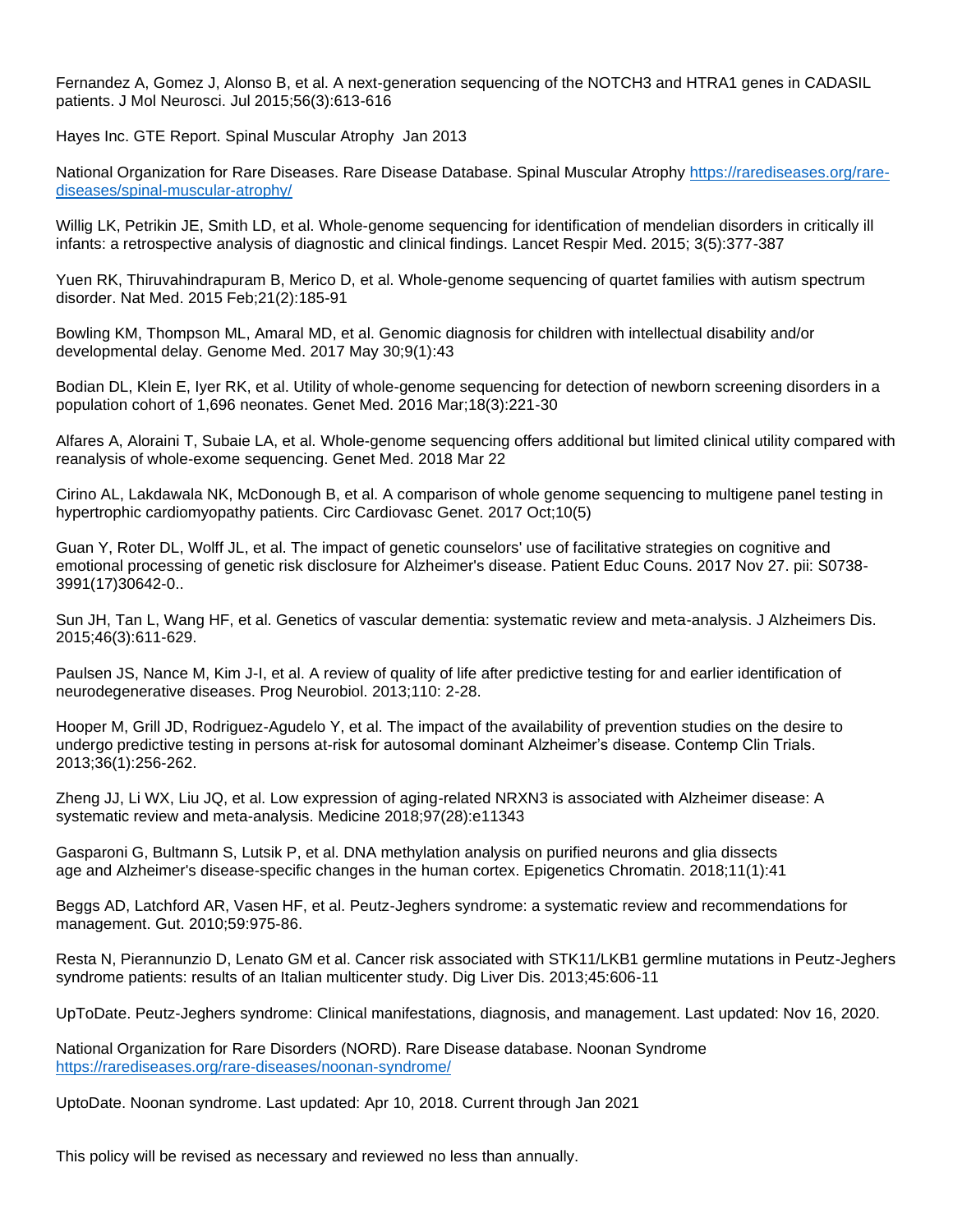Fernandez A, Gomez J, Alonso B, et al. A next-generation sequencing of the NOTCH3 and HTRA1 genes in CADASIL patients. J Mol Neurosci. Jul 2015;56(3):613-616

Hayes Inc. GTE Report. Spinal Muscular Atrophy Jan 2013

National Organization for Rare Diseases. Rare Disease Database. Spinal Muscular Atrophy https://rarediseases.org/rare-diseases/spinal-muscular-atrophy/

Willig LK, Petrikin JE, Smith LD, et al. Whole-genome sequencing for identification of mendelian disorders in critically ill infants: a retrospective analysis of diagnostic and clinical findings. Lancet Respir Med. 2015; 3(5):377-387

Yuen RK, Thiruvahindrapuram B, Merico D, et al. Whole-genome sequencing of quartet families with autism spectrum disorder. Nat Med. 2015 Feb;21(2):185-91

Bowling KM, Thompson ML, Amaral MD, et al. Genomic diagnosis for children with intellectual disability and/or developmental delay. Genome Med. 2017 May 30;9(1):43

Bodian DL, Klein E, Iyer RK, et al. Utility of whole-genome sequencing for detection of newborn screening disorders in a population cohort of 1,696 neonates. Genet Med. 2016 Mar;18(3):221-30

Alfares A, Aloraini T, Subaie LA, et al. Whole-genome sequencing offers additional but limited clinical utility compared with reanalysis of whole-exome sequencing. Genet Med. 2018 Mar 22

Cirino AL, Lakdawala NK, McDonough B, et al. A comparison of whole genome sequencing to multigene panel testing in hypertrophic cardiomyopathy patients. Circ Cardiovasc Genet. 2017 Oct;10(5)

Guan Y, Roter DL, Wolff JL, et al. The impact of genetic counselors' use of facilitative strategies on cognitive and emotional processing of genetic risk disclosure for Alzheimer's disease. Patient Educ Couns. 2017 Nov 27. pii: S0738-3991(17)30642-0..

Sun JH, Tan L, Wang HF, et al. Genetics of vascular dementia: systematic review and meta-analysis. J Alzheimers Dis. 2015;46(3):611-629.

Paulsen JS, Nance M, Kim J-I, et al. A review of quality of life after predictive testing for and earlier identification of neurodegenerative diseases. Prog Neurobiol. 2013;110: 2-28.

Hooper M, Grill JD, Rodriguez-Agudelo Y, et al. The impact of the availability of prevention studies on the desire to undergo predictive testing in persons at-risk for autosomal dominant Alzheimer's disease. Contemp Clin Trials. 2013;36(1):256-262.

Zheng JJ, Li WX, Liu JQ, et al. Low expression of aging-related NRXN3 is associated with Alzheimer disease: A systematic review and meta-analysis. Medicine 2018;97(28):e11343

Gasparoni G, Bultmann S, Lutsik P, et al. DNA methylation analysis on purified neurons and glia dissects age and Alzheimer's disease-specific changes in the human cortex. Epigenetics Chromatin. 2018;11(1):41

Beggs AD, Latchford AR, Vasen HF, et al. Peutz-Jeghers syndrome: a systematic review and recommendations for management. Gut. 2010;59:975-86.

Resta N, Pierannunzio D, Lenato GM et al. Cancer risk associated with STK11/LKB1 germline mutations in Peutz-Jeghers syndrome patients: results of an Italian multicenter study. Dig Liver Dis. 2013;45:606-11

UpToDate. Peutz-Jeghers syndrome: Clinical manifestations, diagnosis, and management. Last updated: Nov 16, 2020.

National Organization for Rare Disorders (NORD). Rare Disease database. Noonan Syndrome https://rarediseases.org/rare-diseases/noonan-syndrome/

UptoDate. Noonan syndrome. Last updated: Apr 10, 2018. Current through Jan 2021

This policy will be revised as necessary and reviewed no less than annually.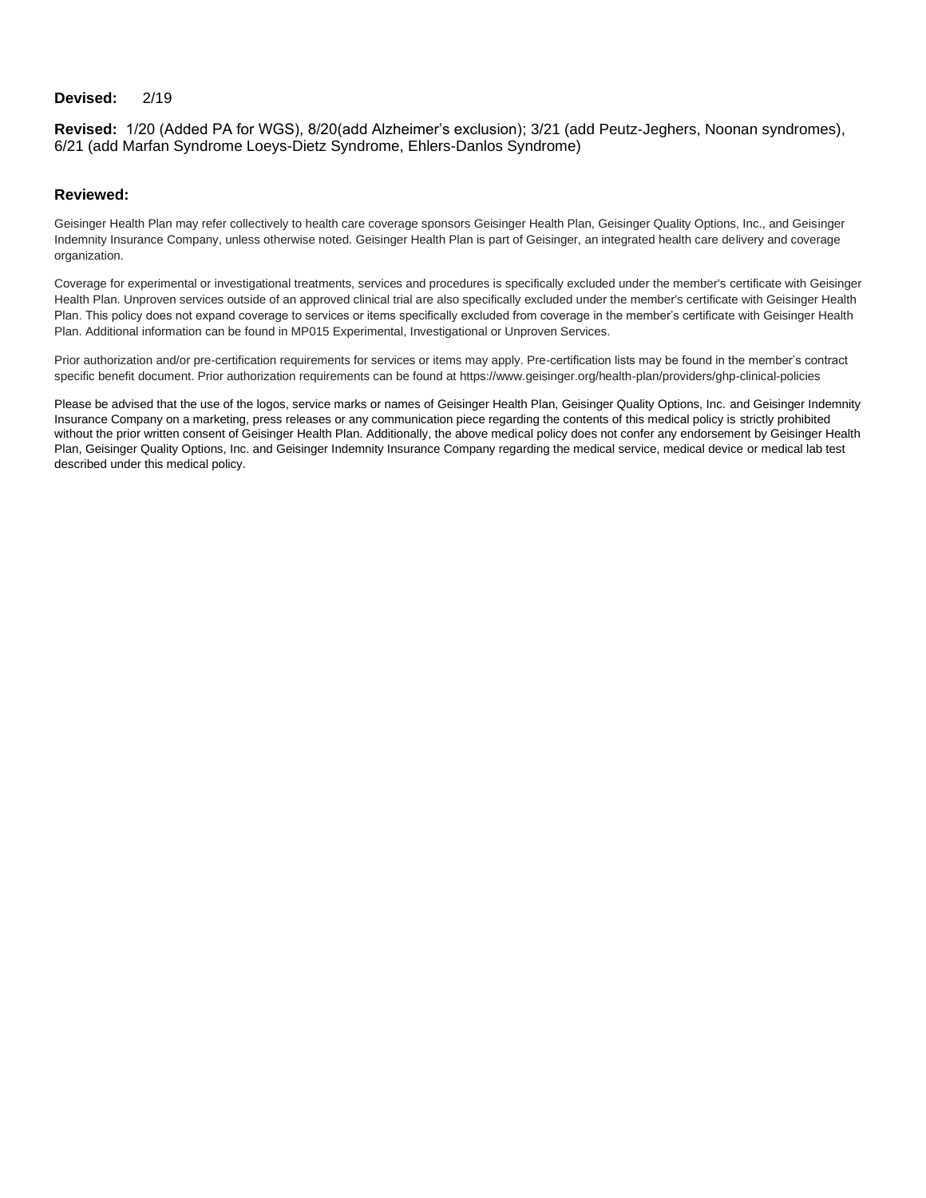**Devised:** 2/19

**Revised:** 1/20 (Added PA for WGS), 8/20(add Alzheimer's exclusion); 3/21 (add Peutz-Jeghers, Noonan syndromes), 6/21 (add Marfan Syndrome Loeys-Dietz Syndrome, Ehlers-Danlos Syndrome)

**Reviewed:**

Geisinger Health Plan may refer collectively to health care coverage sponsors Geisinger Health Plan, Geisinger Quality Options, Inc., and Geisinger Indemnity Insurance Company, unless otherwise noted. Geisinger Health Plan is part of Geisinger, an integrated health care delivery and coverage organization.

Coverage for experimental or investigational treatments, services and procedures is specifically excluded under the member's certificate with Geisinger Health Plan. Unproven services outside of an approved clinical trial are also specifically excluded under the member's certificate with Geisinger Health Plan. This policy does not expand coverage to services or items specifically excluded from coverage in the member's certificate with Geisinger Health Plan. Additional information can be found in MP015 Experimental, Investigational or Unproven Services.

Prior authorization and/or pre-certification requirements for services or items may apply. Pre-certification lists may be found in the member's contract specific benefit document. Prior authorization requirements can be found at https://www.geisinger.org/health-plan/providers/ghp-clinical-policies

Please be advised that the use of the logos, service marks or names of Geisinger Health Plan, Geisinger Quality Options, Inc. and Geisinger Indemnity Insurance Company on a marketing, press releases or any communication piece regarding the contents of this medical policy is strictly prohibited without the prior written consent of Geisinger Health Plan. Additionally, the above medical policy does not confer any endorsement by Geisinger Health Plan, Geisinger Quality Options, Inc. and Geisinger Indemnity Insurance Company regarding the medical service, medical device or medical lab test described under this medical policy.